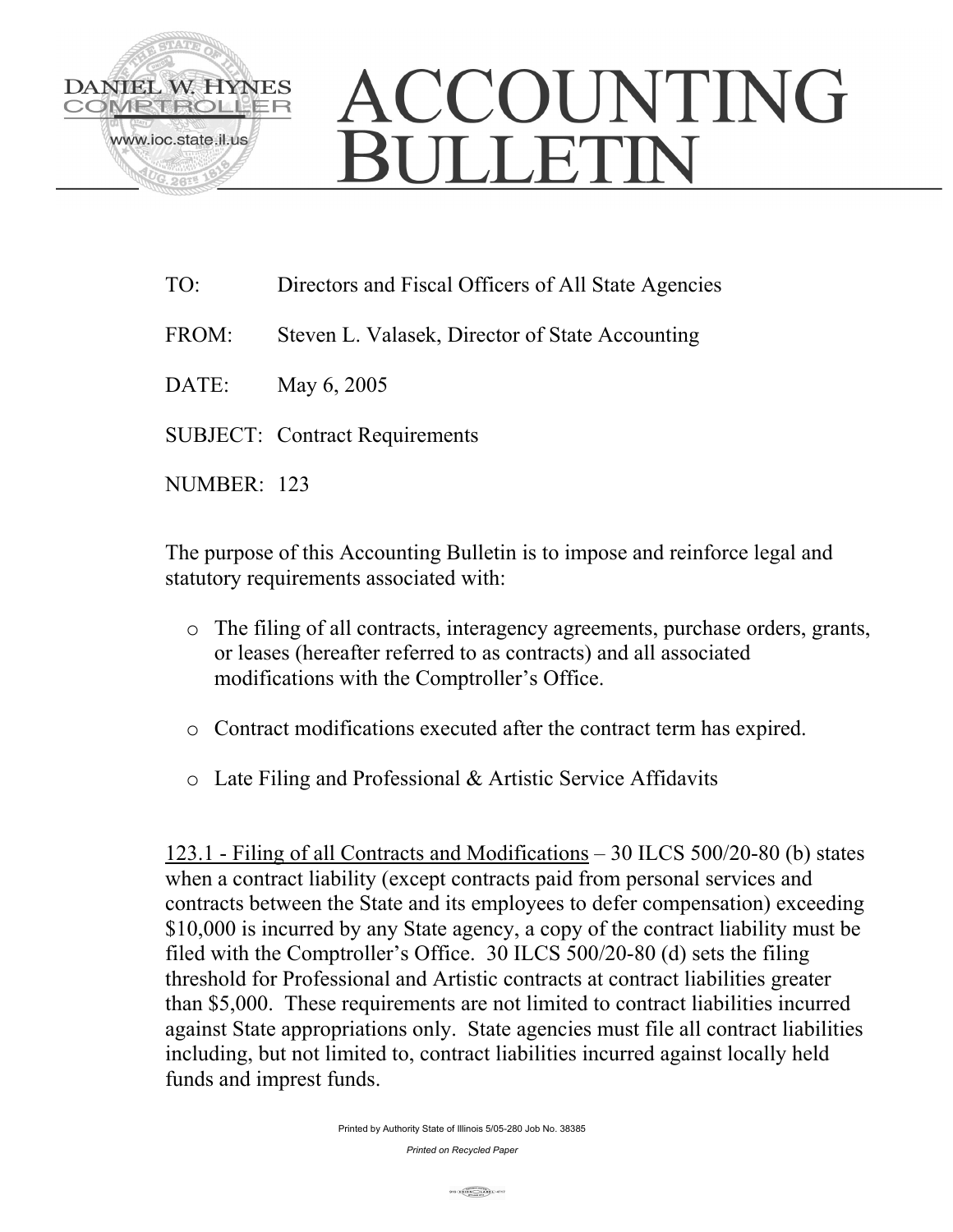DANIEL W. HYNES
COMPTROLLER
www.ioc.state.il.us

# ACCOUNTING BULLETIN

TO: Directors and Fiscal Officers of All State Agencies

FROM: Steven L. Valasek, Director of State Accounting

DATE: May 6, 2005

SUBJECT: Contract Requirements

NUMBER: 123

The purpose of this Accounting Bulletin is to impose and reinforce legal and statutory requirements associated with:

- The filing of all contracts, interagency agreements, purchase orders, grants, or leases (hereafter referred to as contracts) and all associated modifications with the Comptroller's Office.
- Contract modifications executed after the contract term has expired.
- Late Filing and Professional & Artistic Service Affidavits

123.1 - Filing of all Contracts and Modifications – 30 ILCS 500/20-80 (b) states when a contract liability (except contracts paid from personal services and contracts between the State and its employees to defer compensation) exceeding $10,000 is incurred by any State agency, a copy of the contract liability must be filed with the Comptroller's Office. 30 ILCS 500/20-80 (d) sets the filing threshold for Professional and Artistic contracts at contract liabilities greater than $5,000. These requirements are not limited to contract liabilities incurred against State appropriations only. State agencies must file all contract liabilities including, but not limited to, contract liabilities incurred against locally held funds and impress funds.

Printed by Authority State of Illinois 5/05-280 Job No. 38385

*Printed on Recycled Paper*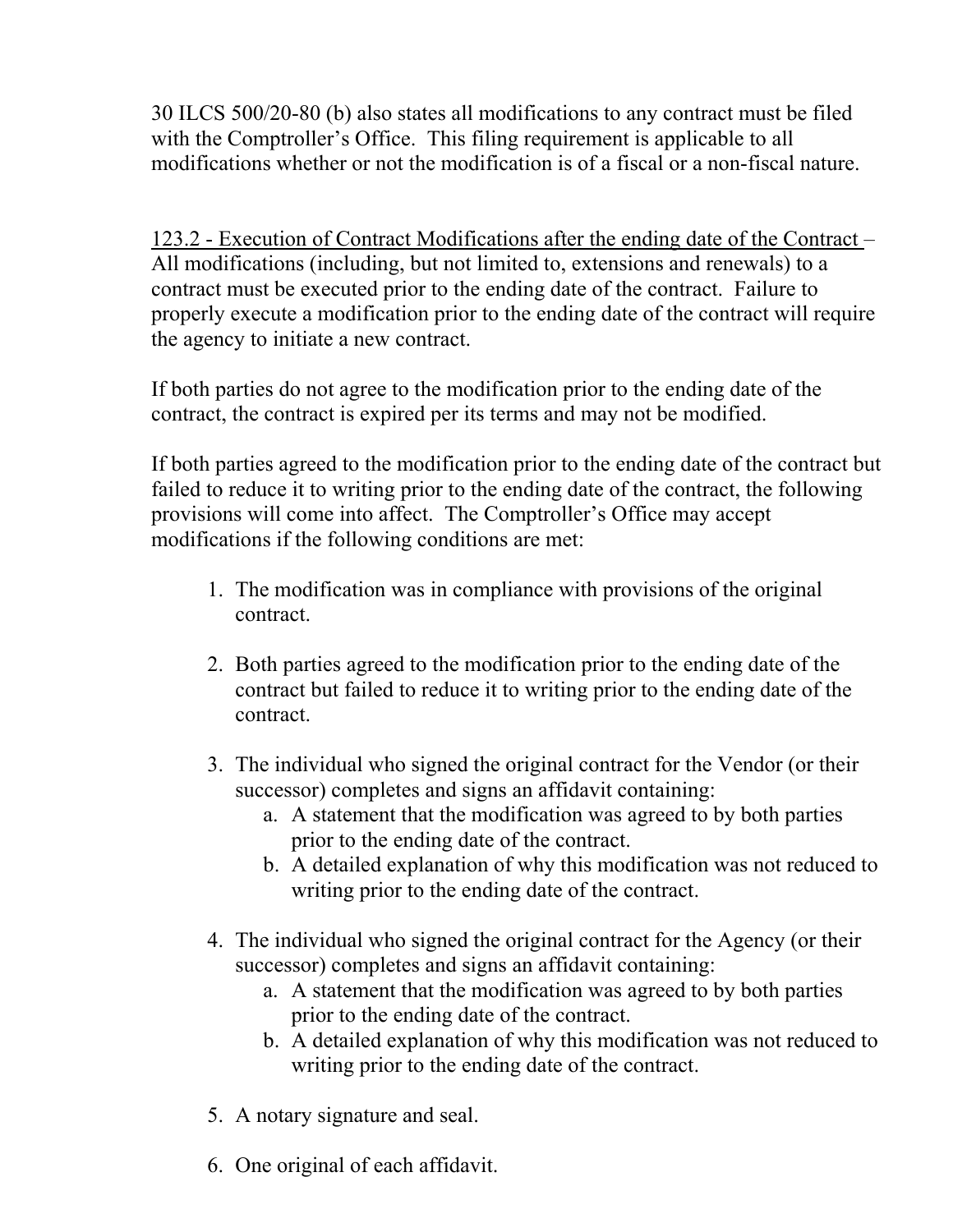30 ILCS 500/20-80 (b) also states all modifications to any contract must be filed with the Comptroller's Office. This filing requirement is applicable to all modifications whether or not the modification is of a fiscal or a non-fiscal nature.

<u>123.2 - Execution of Contract Modifications after the ending date of the Contract</u> – All modifications (including, but not limited to, extensions and renewals) to a contract must be executed prior to the ending date of the contract. Failure to properly execute a modification prior to the ending date of the contract will require the agency to initiate a new contract.

If both parties do not agree to the modification prior to the ending date of the contract, the contract is expired per its terms and may not be modified.

If both parties agreed to the modification prior to the ending date of the contract but failed to reduce it to writing prior to the ending date of the contract, the following provisions will come into affect. The Comptroller's Office may accept modifications if the following conditions are met:

1. The modification was in compliance with provisions of the original contract.

2. Both parties agreed to the modification prior to the ending date of the contract but failed to reduce it to writing prior to the ending date of the contract.

3. The individual who signed the original contract for the Vendor (or their successor) completes and signs an affidavit containing:
   a. A statement that the modification was agreed to by both parties prior to the ending date of the contract.
   b. A detailed explanation of why this modification was not reduced to writing prior to the ending date of the contract.

4. The individual who signed the original contract for the Agency (or their successor) completes and signs an affidavit containing:
   a. A statement that the modification was agreed to by both parties prior to the ending date of the contract.
   b. A detailed explanation of why this modification was not reduced to writing prior to the ending date of the contract.

5. A notary signature and seal.

6. One original of each affidavit.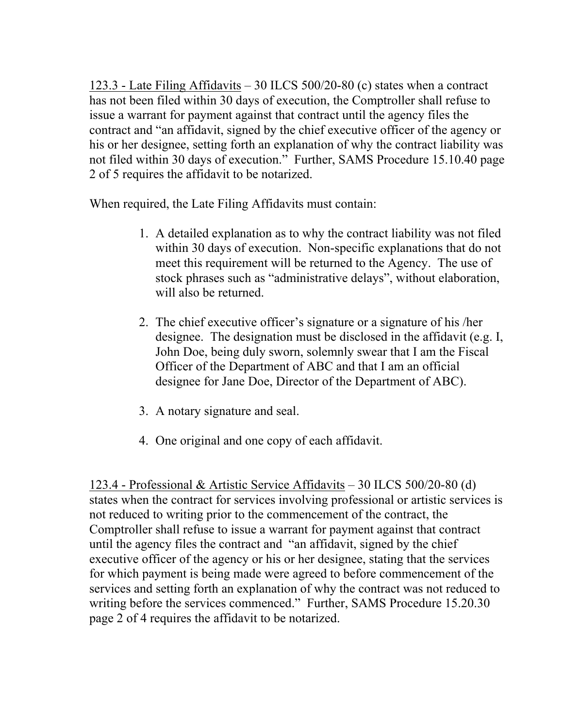<u>123.3 - Late Filing Affidavits</u> – 30 ILCS 500/20-80 (c) states when a contract has not been filed within 30 days of execution, the Comptroller shall refuse to issue a warrant for payment against that contract until the agency files the contract and "an affidavit, signed by the chief executive officer of the agency or his or her designee, setting forth an explanation of why the contract liability was not filed within 30 days of execution." Further, SAMS Procedure 15.10.40 page 2 of 5 requires the affidavit to be notarized.

When required, the Late Filing Affidavits must contain:

1. A detailed explanation as to why the contract liability was not filed within 30 days of execution. Non-specific explanations that do not meet this requirement will be returned to the Agency. The use of stock phrases such as "administrative delays", without elaboration, will also be returned.

2. The chief executive officer's signature or a signature of his /her designee. The designation must be disclosed in the affidavit (e.g. I, John Doe, being duly sworn, solemnly swear that I am the Fiscal Officer of the Department of ABC and that I am an official designee for Jane Doe, Director of the Department of ABC).

3. A notary signature and seal.

4. One original and one copy of each affidavit.

<u>123.4 - Professional & Artistic Service Affidavits</u> – 30 ILCS 500/20-80 (d) states when the contract for services involving professional or artistic services is not reduced to writing prior to the commencement of the contract, the Comptroller shall refuse to issue a warrant for payment against that contract until the agency files the contract and "an affidavit, signed by the chief executive officer of the agency or his or her designee, stating that the services for which payment is being made were agreed to before commencement of the services and setting forth an explanation of why the contract was not reduced to writing before the services commenced." Further, SAMS Procedure 15.20.30 page 2 of 4 requires the affidavit to be notarized.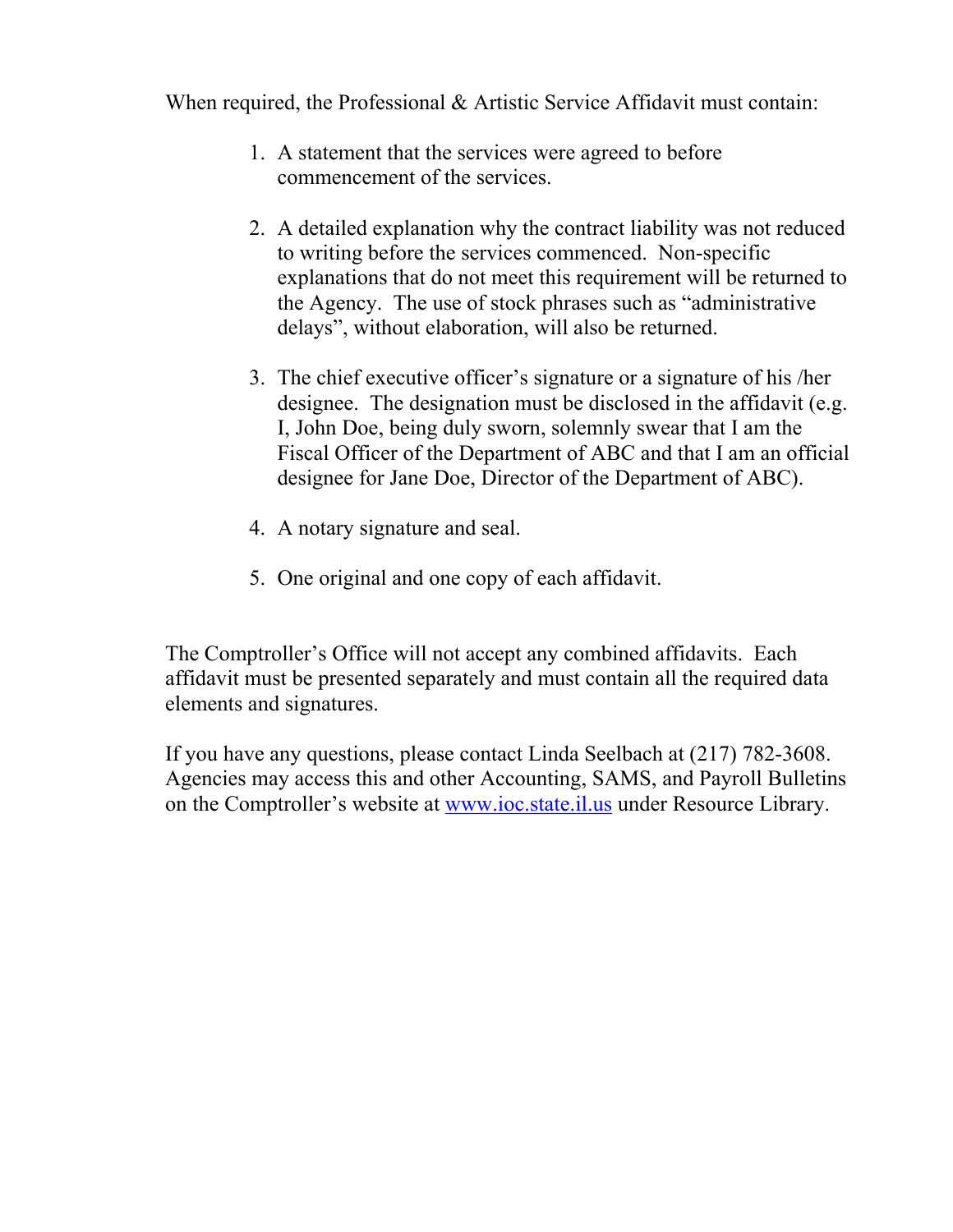When required, the Professional & Artistic Service Affidavit must contain:

1. A statement that the services were agreed to before commencement of the services.

2. A detailed explanation why the contract liability was not reduced to writing before the services commenced. Non-specific explanations that do not meet this requirement will be returned to the Agency. The use of stock phrases such as "administrative delays", without elaboration, will also be returned.

3. The chief executive officer's signature or a signature of his /her designee. The designation must be disclosed in the affidavit (e.g. I, John Doe, being duly sworn, solemnly swear that I am the Fiscal Officer of the Department of ABC and that I am an official designee for Jane Doe, Director of the Department of ABC).

4. A notary signature and seal.

5. One original and one copy of each affidavit.

The Comptroller's Office will not accept any combined affidavits. Each affidavit must be presented separately and must contain all the required data elements and signatures.

If you have any questions, please contact Linda Seelbach at (217) 782-3608. Agencies may access this and other Accounting, SAMS, and Payroll Bulletins on the Comptroller's website at www.ioc.state.il.us under Resource Library.